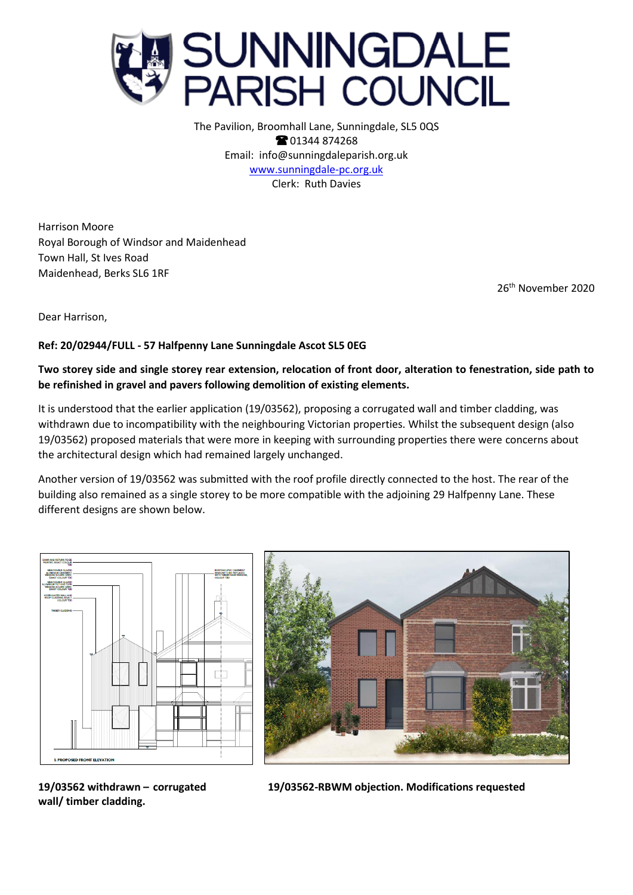# SUNNINGDALE PARISH COUNCIL

The Pavilion, Broomhall Lane, Sunningdale, SL5 0QS
☎ 01344 874268
Email: info@sunningdaleparish.org.uk
www.sunningdale-pc.org.uk
Clerk: Ruth Davies

Harrison Moore
Royal Borough of Windsor and Maidenhead
Town Hall, St Ives Road
Maidenhead, Berks SL6 1RF

26th November 2020

Dear Harrison,

**Ref: 20/02944/FULL - 57 Halfpenny Lane Sunningdale Ascot SL5 0EG**

**Two storey side and single storey rear extension, relocation of front door, alteration to fenestration, side path to be refinished in gravel and pavers following demolition of existing elements.**

It is understood that the earlier application (19/03562), proposing a corrugated wall and timber cladding, was withdrawn due to incompatibility with the neighbouring Victorian properties. Whilst the subsequent design (also 19/03562) proposed materials that were more in keeping with surrounding properties there were concerns about the architectural design which had remained largely unchanged.

Another version of 19/03562 was submitted with the roof profile directly connected to the host. The rear of the building also remained as a single storey to be more compatible with the adjoining 29 Halfpenny Lane. These different designs are shown below.

**19/03562 withdrawn – corrugated wall/ timber cladding.**

**19/03562-RBWM objection. Modifications requested**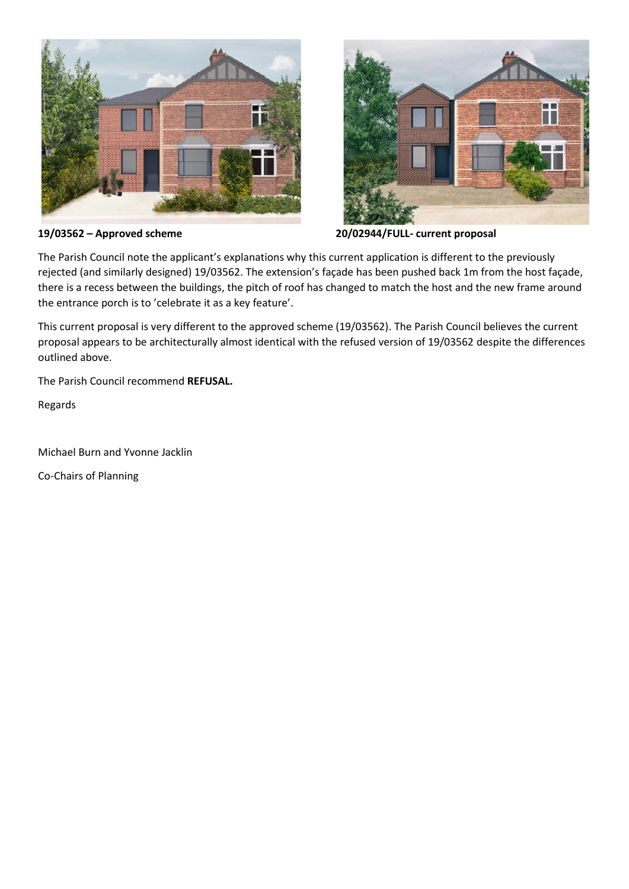**19/03562 – Approved scheme** **20/02944/FULL- current proposal**

The Parish Council note the applicant's explanations why this current application is different to the previously rejected (and similarly designed) 19/03562. The extension's façade has been pushed back 1m from the host façade, there is a recess between the buildings, the pitch of roof has changed to match the host and the new frame around the entrance porch is to 'celebrate it as a key feature'.

This current proposal is very different to the approved scheme (19/03562). The Parish Council believes the current proposal appears to be architecturally almost identical with the refused version of 19/03562 despite the differences outlined above.

The Parish Council recommend **REFUSAL.**

Regards

Michael Burn and Yvonne Jacklin

Co-Chairs of Planning